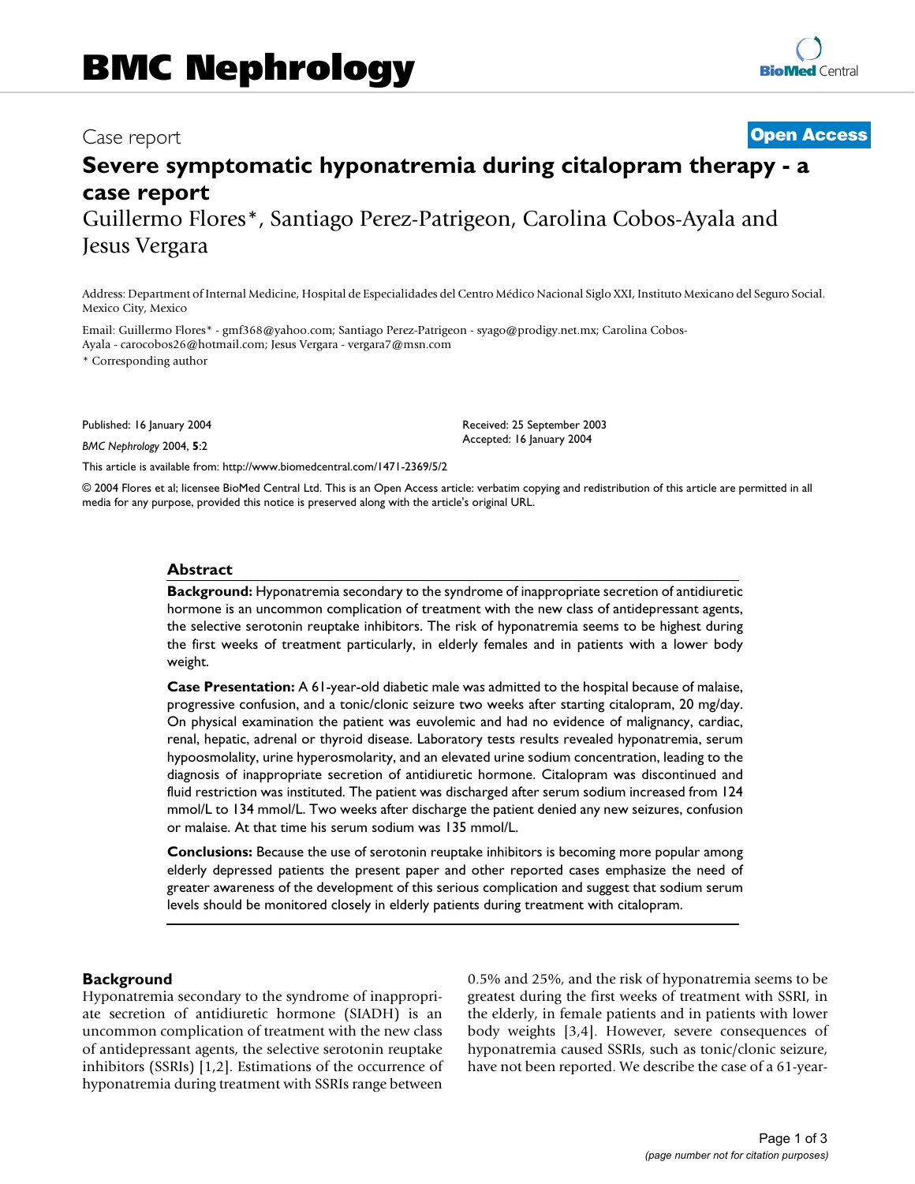# BMC Nephrology

Case report

**Open Access**

# Severe symptomatic hyponatremia during citalopram therapy - a case report

Guillermo Flores*, Santiago Perez-Patrigeon, Carolina Cobos-Ayala and Jesus Vergara

Address: Department of Internal Medicine, Hospital de Especialidades del Centro Médico Nacional Siglo XXI, Instituto Mexicano del Seguro Social. Mexico City, Mexico

Email: Guillermo Flores* - gmf368@yahoo.com; Santiago Perez-Patrigeon - syago@prodigy.net.mx; Carolina Cobos-Ayala - carocobos26@hotmail.com; Jesus Vergara - vergara7@msn.com

* Corresponding author

Published: 16 January 2004

*BMC Nephrology* 2004, **5**:2

Received: 25 September 2003
Accepted: 16 January 2004

This article is available from: http://www.biomedcentral.com/1471-2369/5/2

© 2004 Flores et al; licensee BioMed Central Ltd. This is an Open Access article: verbatim copying and redistribution of this article are permitted in all media for any purpose, provided this notice is preserved along with the article's original URL.

## Abstract

**Background:** Hyponatremia secondary to the syndrome of inappropriate secretion of antidiuretic hormone is an uncommon complication of treatment with the new class of antidepressant agents, the selective serotonin reuptake inhibitors. The risk of hyponatremia seems to be highest during the first weeks of treatment particularly, in elderly females and in patients with a lower body weight.

**Case Presentation:** A 61-year-old diabetic male was admitted to the hospital because of malaise, progressive confusion, and a tonic/clonic seizure two weeks after starting citalopram, 20 mg/day. On physical examination the patient was euvolemic and had no evidence of malignancy, cardiac, renal, hepatic, adrenal or thyroid disease. Laboratory tests results revealed hyponatremia, serum hypoosmolality, urine hyperosmolarity, and an elevated urine sodium concentration, leading to the diagnosis of inappropriate secretion of antidiuretic hormone. Citalopram was discontinued and fluid restriction was instituted. The patient was discharged after serum sodium increased from 124 mmol/L to 134 mmol/L. Two weeks after discharge the patient denied any new seizures, confusion or malaise. At that time his serum sodium was 135 mmol/L.

**Conclusions:** Because the use of serotonin reuptake inhibitors is becoming more popular among elderly depressed patients the present paper and other reported cases emphasize the need of greater awareness of the development of this serious complication and suggest that sodium serum levels should be monitored closely in elderly patients during treatment with citalopram.

## Background

Hyponatremia secondary to the syndrome of inappropriate secretion of antidiuretic hormone (SIADH) is an uncommon complication of treatment with the new class of antidepressant agents, the selective serotonin reuptake inhibitors (SSRIs) [1,2]. Estimations of the occurrence of hyponatremia during treatment with SSRIs range between 0.5% and 25%, and the risk of hyponatremia seems to be greatest during the first weeks of treatment with SSRI, in the elderly, in female patients and in patients with lower body weights [3,4]. However, severe consequences of hyponatremia caused SSRIs, such as tonic/clonic seizure, have not been reported. We describe the case of a 61-year-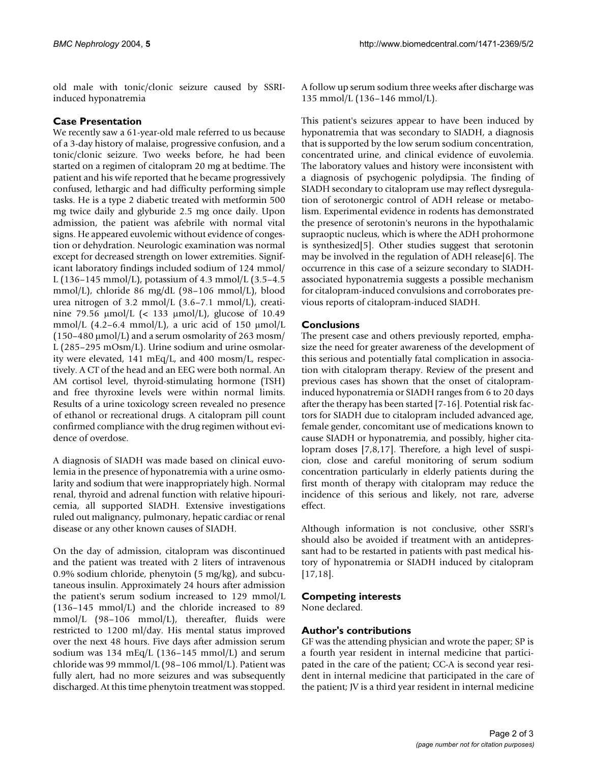old male with tonic/clonic seizure caused by SSRI-induced hyponatremia

## Case Presentation

We recently saw a 61-year-old male referred to us because of a 3-day history of malaise, progressive confusion, and a tonic/clonic seizure. Two weeks before, he had been started on a regimen of citalopram 20 mg at bedtime. The patient and his wife reported that he became progressively confused, lethargic and had difficulty performing simple tasks. He is a type 2 diabetic treated with metformin 500 mg twice daily and glyburide 2.5 mg once daily. Upon admission, the patient was afebrile with normal vital signs. He appeared euvolemic without evidence of congestion or dehydration. Neurologic examination was normal except for decreased strength on lower extremities. Significant laboratory findings included sodium of 124 mmol/L (136–145 mmol/L), potassium of 4.3 mmol/L (3.5–4.5 mmol/L), chloride 86 mg/dL (98–106 mmol/L), blood urea nitrogen of 3.2 mmol/L (3.6–7.1 mmol/L), creatinine 79.56 μmol/L (< 133 μmol/L), glucose of 10.49 mmol/L (4.2–6.4 mmol/L), a uric acid of 150 μmol/L (150–480 μmol/L) and a serum osmolarity of 263 mosm/L (285–295 mOsm/L). Urine sodium and urine osmolarity were elevated, 141 mEq/L, and 400 mosm/L, respectively. A CT of the head and an EEG were both normal. An AM cortisol level, thyroid-stimulating hormone (TSH) and free thyroxine levels were within normal limits. Results of a urine toxicology screen revealed no presence of ethanol or recreational drugs. A citalopram pill count confirmed compliance with the drug regimen without evidence of overdose.

A diagnosis of SIADH was made based on clinical euvolemia in the presence of hyponatremia with a urine osmolarity and sodium that were inappropriately high. Normal renal, thyroid and adrenal function with relative hipouricemia, all supported SIADH. Extensive investigations ruled out malignancy, pulmonary, hepatic cardiac or renal disease or any other known causes of SIADH.

On the day of admission, citalopram was discontinued and the patient was treated with 2 liters of intravenous 0.9% sodium chloride, phenytoin (5 mg/kg), and subcutaneous insulin. Approximately 24 hours after admission the patient's serum sodium increased to 129 mmol/L (136–145 mmol/L) and the chloride increased to 89 mmol/L (98–106 mmol/L), thereafter, fluids were restricted to 1200 ml/day. His mental status improved over the next 48 hours. Five days after admission serum sodium was 134 mEq/L (136–145 mmol/L) and serum chloride was 99 mmmol/L (98–106 mmol/L). Patient was fully alert, had no more seizures and was subsequently discharged. At this time phenytoin treatment was stopped. A follow up serum sodium three weeks after discharge was 135 mmol/L (136–146 mmol/L).

This patient's seizures appear to have been induced by hyponatremia that was secondary to SIADH, a diagnosis that is supported by the low serum sodium concentration, concentrated urine, and clinical evidence of euvolemia. The laboratory values and history were inconsistent with a diagnosis of psychogenic polydipsia. The finding of SIADH secondary to citalopram use may reflect dysregulation of serotonergic control of ADH release or metabolism. Experimental evidence in rodents has demonstrated the presence of serotonin's neurons in the hypothalamic supraoptic nucleus, which is where the ADH prohormone is synthesized[5]. Other studies suggest that serotonin may be involved in the regulation of ADH release[6]. The occurrence in this case of a seizure secondary to SIADH-associated hyponatremia suggests a possible mechanism for citalopram-induced convulsions and corroborates previous reports of citalopram-induced SIADH.

## Conclusions

The present case and others previously reported, emphasize the need for greater awareness of the development of this serious and potentially fatal complication in association with citalopram therapy. Review of the present and previous cases has shown that the onset of citalopram-induced hyponatremia or SIADH ranges from 6 to 20 days after the therapy has been started [7-16]. Potential risk factors for SIADH due to citalopram included advanced age, female gender, concomitant use of medications known to cause SIADH or hyponatremia, and possibly, higher citalopram doses [7,8,17]. Therefore, a high level of suspicion, close and careful monitoring of serum sodium concentration particularly in elderly patients during the first month of therapy with citalopram may reduce the incidence of this serious and likely, not rare, adverse effect.

Although information is not conclusive, other SSRI's should also be avoided if treatment with an antidepressant had to be restarted in patients with past medical history of hyponatremia or SIADH induced by citalopram [17,18].

## Competing interests

None declared.

## Author's contributions

GF was the attending physician and wrote the paper; SP is a fourth year resident in internal medicine that participated in the care of the patient; CC-A is second year resident in internal medicine that participated in the care of the patient; JV is a third year resident in internal medicine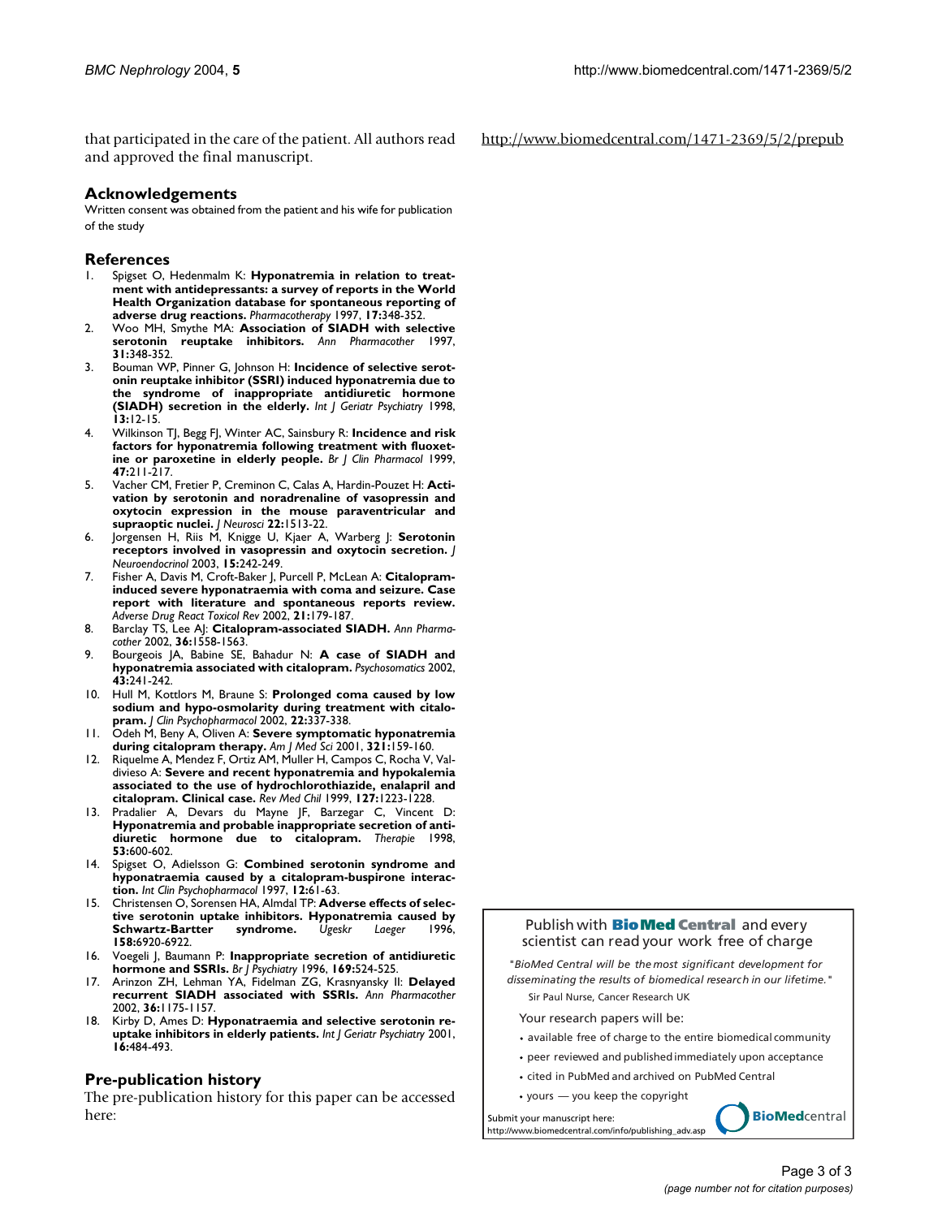that participated in the care of the patient. All authors read and approved the final manuscript.

## Acknowledgements

Written consent was obtained from the patient and his wife for publication of the study

## References

1. Spigset O, Hedenmalm K: **Hyponatremia in relation to treatment with antidepressants: a survey of reports in the World Health Organization database for spontaneous reporting of adverse drug reactions.** *Pharmacotherapy* 1997, **17:**348-352.
2. Woo MH, Smythe MA: **Association of SIADH with selective serotonin reuptake inhibitors.** *Ann Pharmacother* 1997, **31:**348-352.
3. Bouman WP, Pinner G, Johnson H: **Incidence of selective serotonin reuptake inhibitor (SSRI) induced hyponatremia due to the syndrome of inappropriate antidiuretic hormone (SIADH) secretion in the elderly.** *Int J Geriatr Psychiatry* 1998, **13:**12-15.
4. Wilkinson TJ, Begg FJ, Winter AC, Sainsbury R: **Incidence and risk factors for hyponatremia following treatment with fluoxetine or paroxetine in elderly people.** *Br J Clin Pharmacol* 1999, **47:**211-217.
5. Vacher CM, Fretier P, Creminon C, Calas A, Hardin-Pouzet H: **Activation by serotonin and noradrenaline of vasopressin and oxytocin expression in the mouse paraventricular and supraoptic nuclei.** *J Neurosci* **22:**1513-22.
6. Jorgensen H, Riis M, Knigge U, Kjaer A, Warberg J: **Serotonin receptors involved in vasopressin and oxytocin secretion.** *J Neuroendocrinol* 2003, **15:**242-249.
7. Fisher A, Davis M, Croft-Baker J, Purcell P, McLean A: **Citalopram-induced severe hyponatraemia with coma and seizure. Case report with literature and spontaneous reports review.** *Adverse Drug React Toxicol Rev* 2002, **21:**179-187.
8. Barclay TS, Lee AJ: **Citalopram-associated SIADH.** *Ann Pharmacother* 2002, **36:**1558-1563.
9. Bourgeois JA, Babine SE, Bahadur N: **A case of SIADH and hyponatremia associated with citalopram.** *Psychosomatics* 2002, **43:**241-242.
10. Hull M, Kottlors M, Braune S: **Prolonged coma caused by low sodium and hypo-osmolarity during treatment with citalopram.** *J Clin Psychopharmacol* 2002, **22:**337-338.
11. Odeh M, Beny A, Oliven A: **Severe symptomatic hyponatremia during citalopram therapy.** *Am J Med Sci* 2001, **321:**159-160.
12. Riquelme A, Mendez F, Ortiz AM, Muller H, Campos C, Rocha V, Valdivieso A: **Severe and recent hyponatremia and hypokalemia associated to the use of hydrochlorothiazide, enalapril and citalopram. Clinical case.** *Rev Med Chil* 1999, **127:**1223-1228.
13. Pradalier A, Devars du Mayne JF, Barzegar C, Vincent D: **Hyponatremia and probable inappropriate secretion of antidiuretic hormone due to citalopram.** *Therapie* 1998, **53:**600-602.
14. Spigset O, Adielsson G: **Combined serotonin syndrome and hyponatraemia caused by a citalopram-buspirone interaction.** *Int Clin Psychopharmacol* 1997, **12:**61-63.
15. Christensen O, Sorensen HA, Almdal TP: **Adverse effects of selective serotonin uptake inhibitors. Hyponatremia caused by Schwartz-Bartter syndrome.** *Ugeskr Laeger* 1996, **158:**6920-6922.
16. Voegeli J, Baumann P: **Inappropriate secretion of antidiuretic hormone and SSRIs.** *Br J Psychiatry* 1996, **169:**524-525.
17. Arinzon ZH, Lehman YA, Fidelman ZG, Krasnyansky II: **Delayed recurrent SIADH associated with SSRIs.** *Ann Pharmacother* 2002, **36:**1175-1157.
18. Kirby D, Ames D: **Hyponatraemia and selective serotonin reuptake inhibitors in elderly patients.** *Int J Geriatr Psychiatry* 2001, **16:**484-493.

## Pre-publication history

The pre-publication history for this paper can be accessed here:

http://www.biomedcentral.com/1471-2369/5/2/prepub

Publish with **BioMed Central** and every scientist can read your work free of charge

*"BioMed Central will be the most significant development for disseminating the results of biomedical research in our lifetime."*

Sir Paul Nurse, Cancer Research UK

Your research papers will be:

- available free of charge to the entire biomedical community
- peer reviewed and published immediately upon acceptance
- cited in PubMed and archived on PubMed Central
- yours — you keep the copyright

Submit your manuscript here:
http://www.biomedcentral.com/info/publishing_adv.asp

BioMedcentral